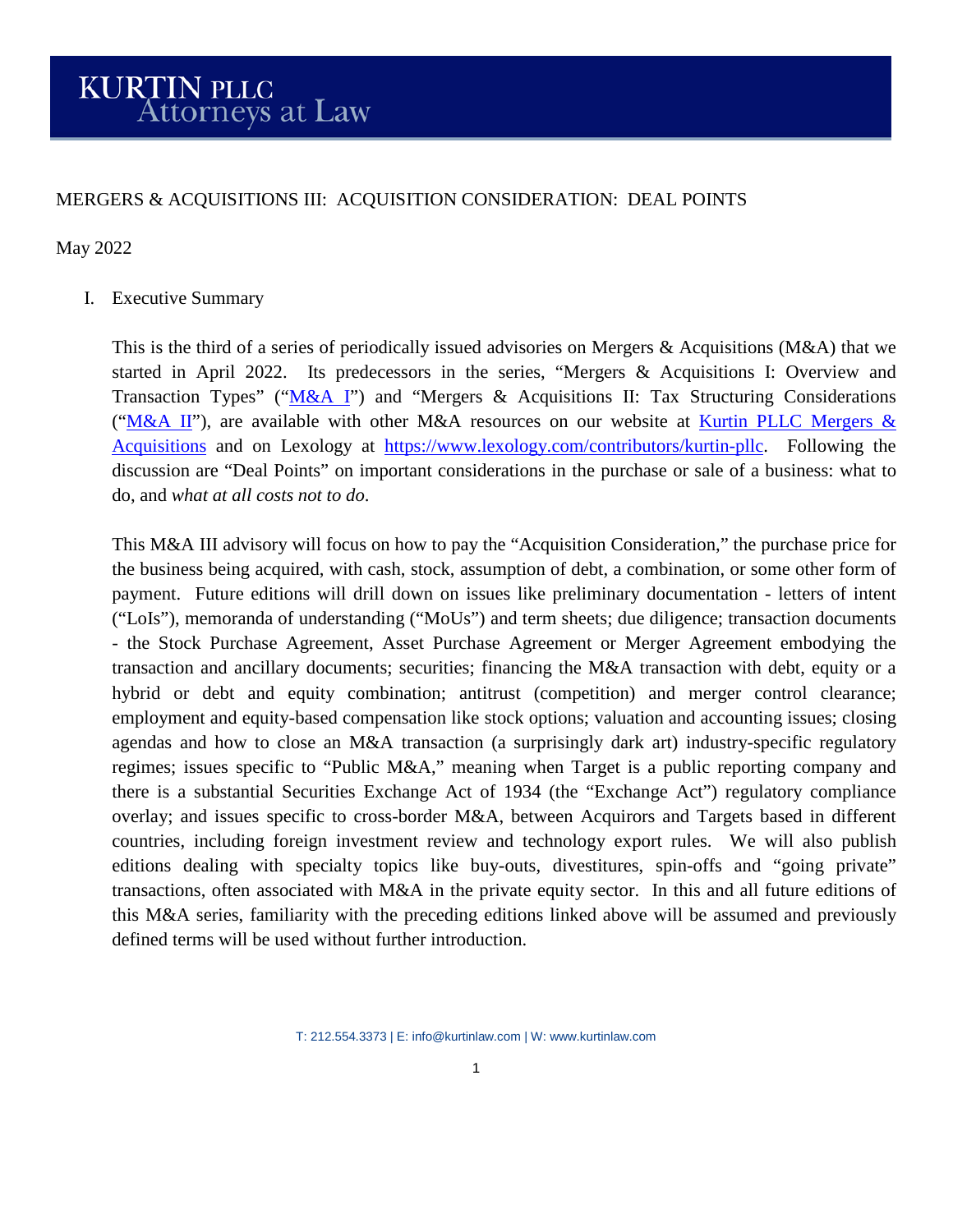KURTIN PLLC
Attorneys at Law

# MERGERS & ACQUISITIONS III: ACQUISITION CONSIDERATION: DEAL POINTS

May 2022

## I. Executive Summary

This is the third of a series of periodically issued advisories on Mergers & Acquisitions (M&A) that we started in April 2022. Its predecessors in the series, "Mergers & Acquisitions I: Overview and Transaction Types" ("M&A I") and "Mergers & Acquisitions II: Tax Structuring Considerations ("M&A II"), are available with other M&A resources on our website at Kurtin PLLC Mergers & Acquisitions and on Lexology at https://www.lexology.com/contributors/kurtin-pllc. Following the discussion are "Deal Points" on important considerations in the purchase or sale of a business: what to do, and *what at all costs not to do*.

This M&A III advisory will focus on how to pay the "Acquisition Consideration," the purchase price for the business being acquired, with cash, stock, assumption of debt, a combination, or some other form of payment. Future editions will drill down on issues like preliminary documentation - letters of intent ("LoIs"), memoranda of understanding ("MoUs") and term sheets; due diligence; transaction documents - the Stock Purchase Agreement, Asset Purchase Agreement or Merger Agreement embodying the transaction and ancillary documents; securities; financing the M&A transaction with debt, equity or a hybrid or debt and equity combination; antitrust (competition) and merger control clearance; employment and equity-based compensation like stock options; valuation and accounting issues; closing agendas and how to close an M&A transaction (a surprisingly dark art) industry-specific regulatory regimes; issues specific to "Public M&A," meaning when Target is a public reporting company and there is a substantial Securities Exchange Act of 1934 (the "Exchange Act") regulatory compliance overlay; and issues specific to cross-border M&A, between Acquirors and Targets based in different countries, including foreign investment review and technology export rules. We will also publish editions dealing with specialty topics like buy-outs, divestitures, spin-offs and "going private" transactions, often associated with M&A in the private equity sector. In this and all future editions of this M&A series, familiarity with the preceding editions linked above will be assumed and previously defined terms will be used without further introduction.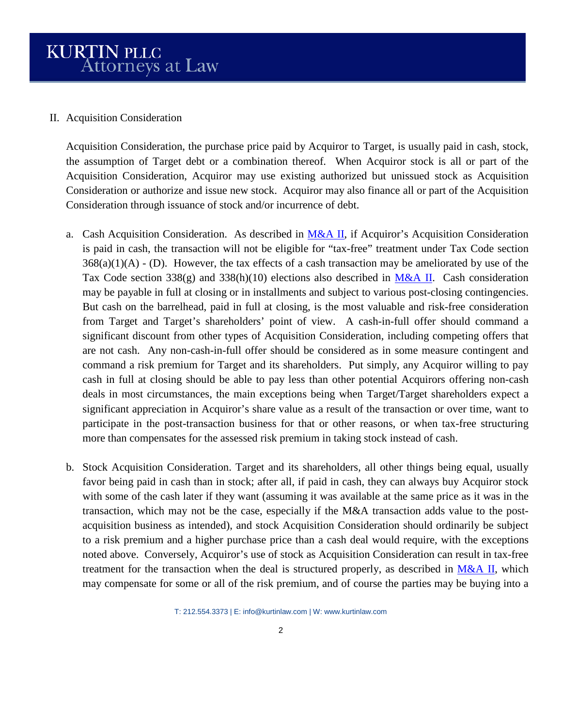## II. Acquisition Consideration

Acquisition Consideration, the purchase price paid by Acquiror to Target, is usually paid in cash, stock, the assumption of Target debt or a combination thereof. When Acquiror stock is all or part of the Acquisition Consideration, Acquiror may use existing authorized but unissued stock as Acquisition Consideration or authorize and issue new stock. Acquiror may also finance all or part of the Acquisition Consideration through issuance of stock and/or incurrence of debt.

a. Cash Acquisition Consideration. As described in M&A II, if Acquiror's Acquisition Consideration is paid in cash, the transaction will not be eligible for "tax-free" treatment under Tax Code section 368(a)(1)(A) - (D). However, the tax effects of a cash transaction may be ameliorated by use of the Tax Code section 338(g) and 338(h)(10) elections also described in M&A II. Cash consideration may be payable in full at closing or in installments and subject to various post-closing contingencies. But cash on the barrelhead, paid in full at closing, is the most valuable and risk-free consideration from Target and Target's shareholders' point of view. A cash-in-full offer should command a significant discount from other types of Acquisition Consideration, including competing offers that are not cash. Any non-cash-in-full offer should be considered as in some measure contingent and command a risk premium for Target and its shareholders. Put simply, any Acquiror willing to pay cash in full at closing should be able to pay less than other potential Acquirors offering non-cash deals in most circumstances, the main exceptions being when Target/Target shareholders expect a significant appreciation in Acquiror's share value as a result of the transaction or over time, want to participate in the post-transaction business for that or other reasons, or when tax-free structuring more than compensates for the assessed risk premium in taking stock instead of cash.

b. Stock Acquisition Consideration. Target and its shareholders, all other things being equal, usually favor being paid in cash than in stock; after all, if paid in cash, they can always buy Acquiror stock with some of the cash later if they want (assuming it was available at the same price as it was in the transaction, which may not be the case, especially if the M&A transaction adds value to the post-acquisition business as intended), and stock Acquisition Consideration should ordinarily be subject to a risk premium and a higher purchase price than a cash deal would require, with the exceptions noted above. Conversely, Acquiror's use of stock as Acquisition Consideration can result in tax-free treatment for the transaction when the deal is structured properly, as described in M&A II, which may compensate for some or all of the risk premium, and of course the parties may be buying into a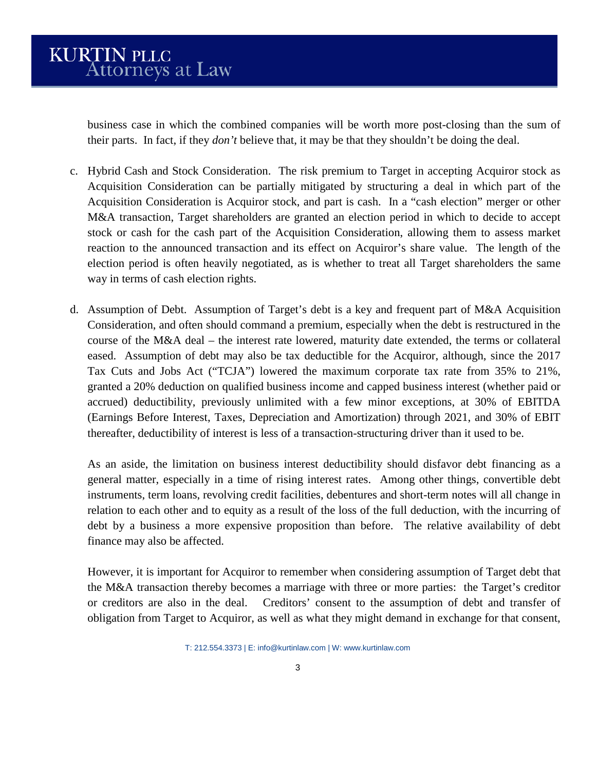business case in which the combined companies will be worth more post-closing than the sum of their parts. In fact, if they *don't* believe that, it may be that they shouldn't be doing the deal.

c. Hybrid Cash and Stock Consideration. The risk premium to Target in accepting Acquiror stock as Acquisition Consideration can be partially mitigated by structuring a deal in which part of the Acquisition Consideration is Acquiror stock, and part is cash. In a "cash election" merger or other M&A transaction, Target shareholders are granted an election period in which to decide to accept stock or cash for the cash part of the Acquisition Consideration, allowing them to assess market reaction to the announced transaction and its effect on Acquiror's share value. The length of the election period is often heavily negotiated, as is whether to treat all Target shareholders the same way in terms of cash election rights.

d. Assumption of Debt. Assumption of Target's debt is a key and frequent part of M&A Acquisition Consideration, and often should command a premium, especially when the debt is restructured in the course of the M&A deal – the interest rate lowered, maturity date extended, the terms or collateral eased. Assumption of debt may also be tax deductible for the Acquiror, although, since the 2017 Tax Cuts and Jobs Act ("TCJA") lowered the maximum corporate tax rate from 35% to 21%, granted a 20% deduction on qualified business income and capped business interest (whether paid or accrued) deductibility, previously unlimited with a few minor exceptions, at 30% of EBITDA (Earnings Before Interest, Taxes, Depreciation and Amortization) through 2021, and 30% of EBIT thereafter, deductibility of interest is less of a transaction-structuring driver than it used to be.

   As an aside, the limitation on business interest deductibility should disfavor debt financing as a general matter, especially in a time of rising interest rates. Among other things, convertible debt instruments, term loans, revolving credit facilities, debentures and short-term notes will all change in relation to each other and to equity as a result of the loss of the full deduction, with the incurring of debt by a business a more expensive proposition than before. The relative availability of debt finance may also be affected.

   However, it is important for Acquiror to remember when considering assumption of Target debt that the M&A transaction thereby becomes a marriage with three or more parties: the Target's creditor or creditors are also in the deal. Creditors' consent to the assumption of debt and transfer of obligation from Target to Acquiror, as well as what they might demand in exchange for that consent,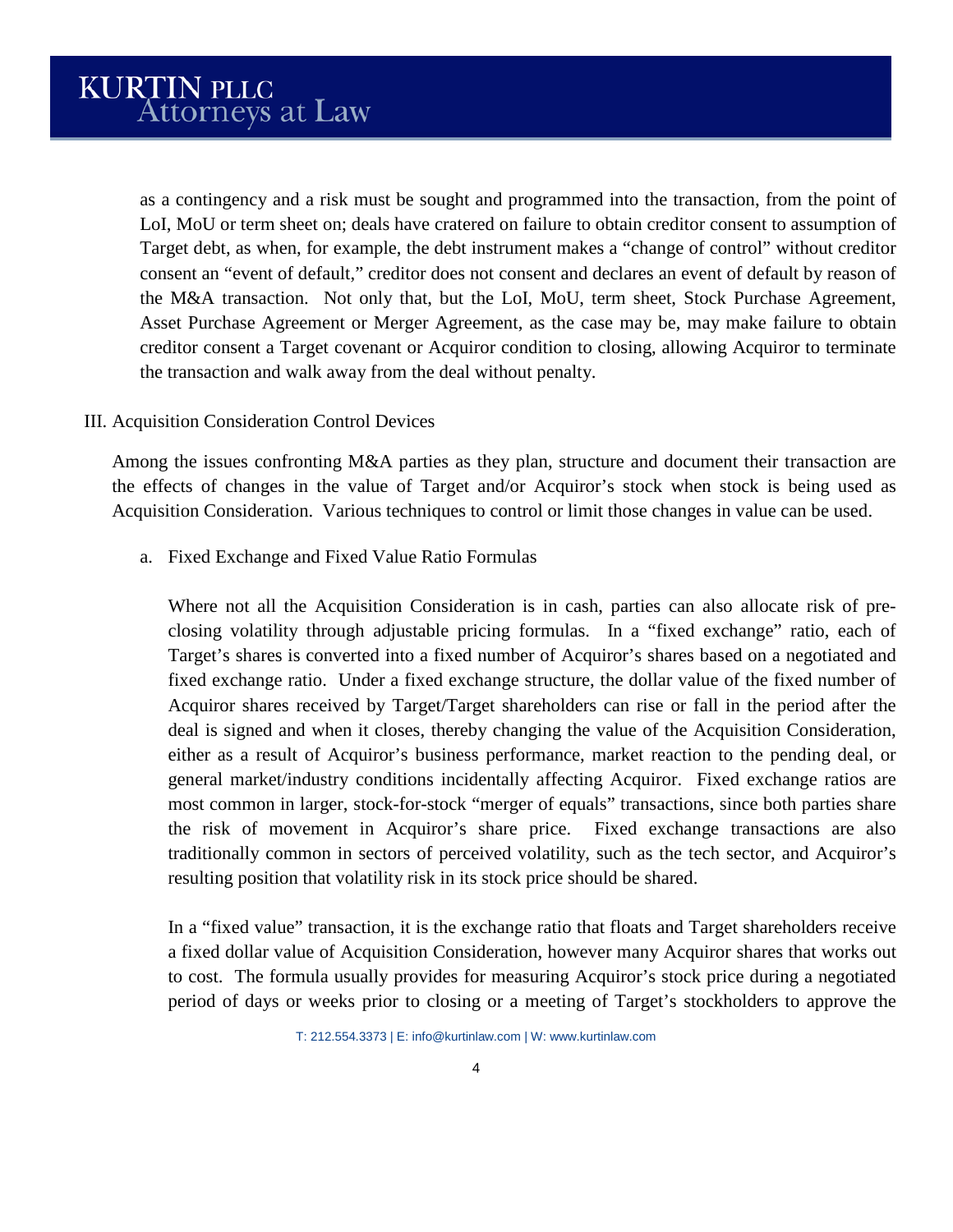as a contingency and a risk must be sought and programmed into the transaction, from the point of LoI, MoU or term sheet on; deals have cratered on failure to obtain creditor consent to assumption of Target debt, as when, for example, the debt instrument makes a "change of control" without creditor consent an "event of default," creditor does not consent and declares an event of default by reason of the M&A transaction. Not only that, but the LoI, MoU, term sheet, Stock Purchase Agreement, Asset Purchase Agreement or Merger Agreement, as the case may be, may make failure to obtain creditor consent a Target covenant or Acquiror condition to closing, allowing Acquiror to terminate the transaction and walk away from the deal without penalty.

## III. Acquisition Consideration Control Devices

Among the issues confronting M&A parties as they plan, structure and document their transaction are the effects of changes in the value of Target and/or Acquiror's stock when stock is being used as Acquisition Consideration. Various techniques to control or limit those changes in value can be used.

### a. Fixed Exchange and Fixed Value Ratio Formulas

Where not all the Acquisition Consideration is in cash, parties can also allocate risk of pre-closing volatility through adjustable pricing formulas. In a "fixed exchange" ratio, each of Target's shares is converted into a fixed number of Acquiror's shares based on a negotiated and fixed exchange ratio. Under a fixed exchange structure, the dollar value of the fixed number of Acquiror shares received by Target/Target shareholders can rise or fall in the period after the deal is signed and when it closes, thereby changing the value of the Acquisition Consideration, either as a result of Acquiror's business performance, market reaction to the pending deal, or general market/industry conditions incidentally affecting Acquiror. Fixed exchange ratios are most common in larger, stock-for-stock "merger of equals" transactions, since both parties share the risk of movement in Acquiror's share price. Fixed exchange transactions are also traditionally common in sectors of perceived volatility, such as the tech sector, and Acquiror's resulting position that volatility risk in its stock price should be shared.

In a "fixed value" transaction, it is the exchange ratio that floats and Target shareholders receive a fixed dollar value of Acquisition Consideration, however many Acquiror shares that works out to cost. The formula usually provides for measuring Acquiror's stock price during a negotiated period of days or weeks prior to closing or a meeting of Target's stockholders to approve the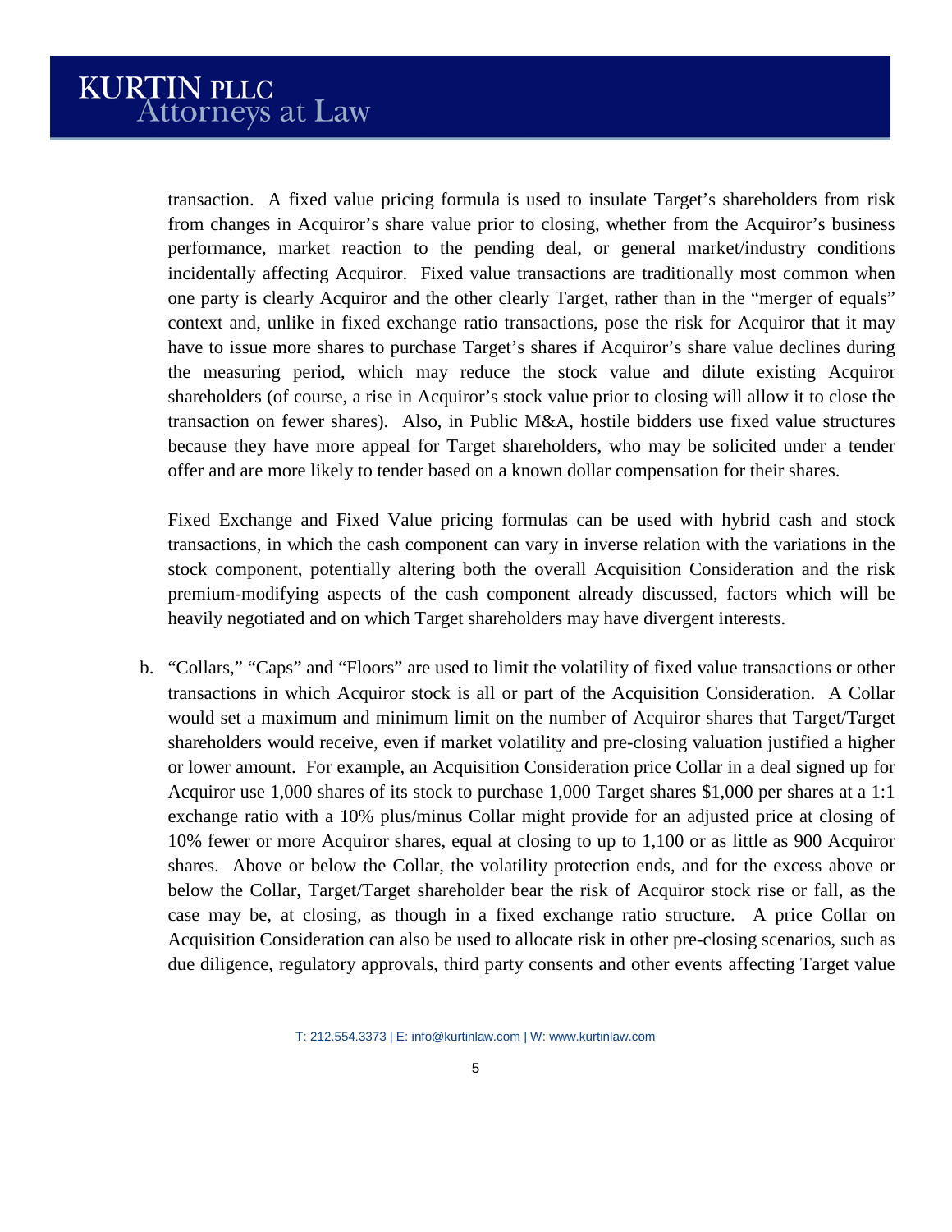transaction. A fixed value pricing formula is used to insulate Target's shareholders from risk from changes in Acquiror's share value prior to closing, whether from the Acquiror's business performance, market reaction to the pending deal, or general market/industry conditions incidentally affecting Acquiror. Fixed value transactions are traditionally most common when one party is clearly Acquiror and the other clearly Target, rather than in the "merger of equals" context and, unlike in fixed exchange ratio transactions, pose the risk for Acquiror that it may have to issue more shares to purchase Target's shares if Acquiror's share value declines during the measuring period, which may reduce the stock value and dilute existing Acquiror shareholders (of course, a rise in Acquiror's stock value prior to closing will allow it to close the transaction on fewer shares). Also, in Public M&A, hostile bidders use fixed value structures because they have more appeal for Target shareholders, who may be solicited under a tender offer and are more likely to tender based on a known dollar compensation for their shares.

Fixed Exchange and Fixed Value pricing formulas can be used with hybrid cash and stock transactions, in which the cash component can vary in inverse relation with the variations in the stock component, potentially altering both the overall Acquisition Consideration and the risk premium-modifying aspects of the cash component already discussed, factors which will be heavily negotiated and on which Target shareholders may have divergent interests.

b. "Collars," "Caps" and "Floors" are used to limit the volatility of fixed value transactions or other transactions in which Acquiror stock is all or part of the Acquisition Consideration. A Collar would set a maximum and minimum limit on the number of Acquiror shares that Target/Target shareholders would receive, even if market volatility and pre-closing valuation justified a higher or lower amount. For example, an Acquisition Consideration price Collar in a deal signed up for Acquiror use 1,000 shares of its stock to purchase 1,000 Target shares $1,000 per shares at a 1:1 exchange ratio with a 10% plus/minus Collar might provide for an adjusted price at closing of 10% fewer or more Acquiror shares, equal at closing to up to 1,100 or as little as 900 Acquiror shares. Above or below the Collar, the volatility protection ends, and for the excess above or below the Collar, Target/Target shareholder bear the risk of Acquiror stock rise or fall, as the case may be, at closing, as though in a fixed exchange ratio structure. A price Collar on Acquisition Consideration can also be used to allocate risk in other pre-closing scenarios, such as due diligence, regulatory approvals, third party consents and other events affecting Target value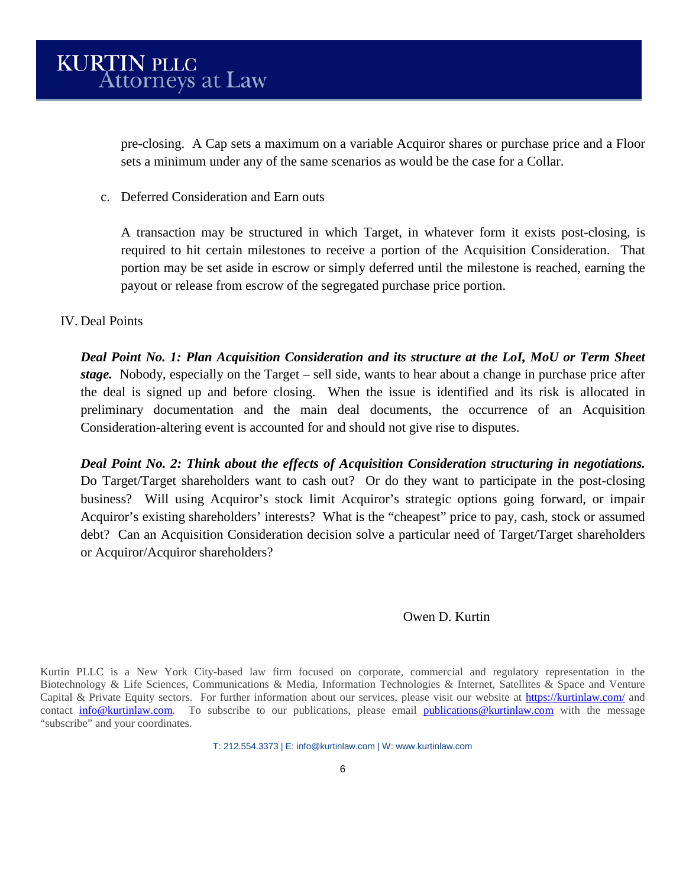pre-closing. A Cap sets a maximum on a variable Acquiror shares or purchase price and a Floor sets a minimum under any of the same scenarios as would be the case for a Collar.

c. Deferred Consideration and Earn outs

A transaction may be structured in which Target, in whatever form it exists post-closing, is required to hit certain milestones to receive a portion of the Acquisition Consideration. That portion may be set aside in escrow or simply deferred until the milestone is reached, earning the payout or release from escrow of the segregated purchase price portion.

## IV. Deal Points

***Deal Point No. 1: Plan Acquisition Consideration and its structure at the LoI, MoU or Term Sheet stage.*** Nobody, especially on the Target – sell side, wants to hear about a change in purchase price after the deal is signed up and before closing. When the issue is identified and its risk is allocated in preliminary documentation and the main deal documents, the occurrence of an Acquisition Consideration-altering event is accounted for and should not give rise to disputes.

***Deal Point No. 2: Think about the effects of Acquisition Consideration structuring in negotiations.*** Do Target/Target shareholders want to cash out? Or do they want to participate in the post-closing business? Will using Acquiror's stock limit Acquiror's strategic options going forward, or impair Acquiror's existing shareholders' interests? What is the "cheapest" price to pay, cash, stock or assumed debt? Can an Acquisition Consideration decision solve a particular need of Target/Target shareholders or Acquiror/Acquiror shareholders?

Owen D. Kurtin

Kurtin PLLC is a New York City-based law firm focused on corporate, commercial and regulatory representation in the Biotechnology & Life Sciences, Communications & Media, Information Technologies & Internet, Satellites & Space and Venture Capital & Private Equity sectors. For further information about our services, please visit our website at https://kurtinlaw.com/ and contact info@kurtinlaw.com. To subscribe to our publications, please email publications@kurtinlaw.com with the message "subscribe" and your coordinates.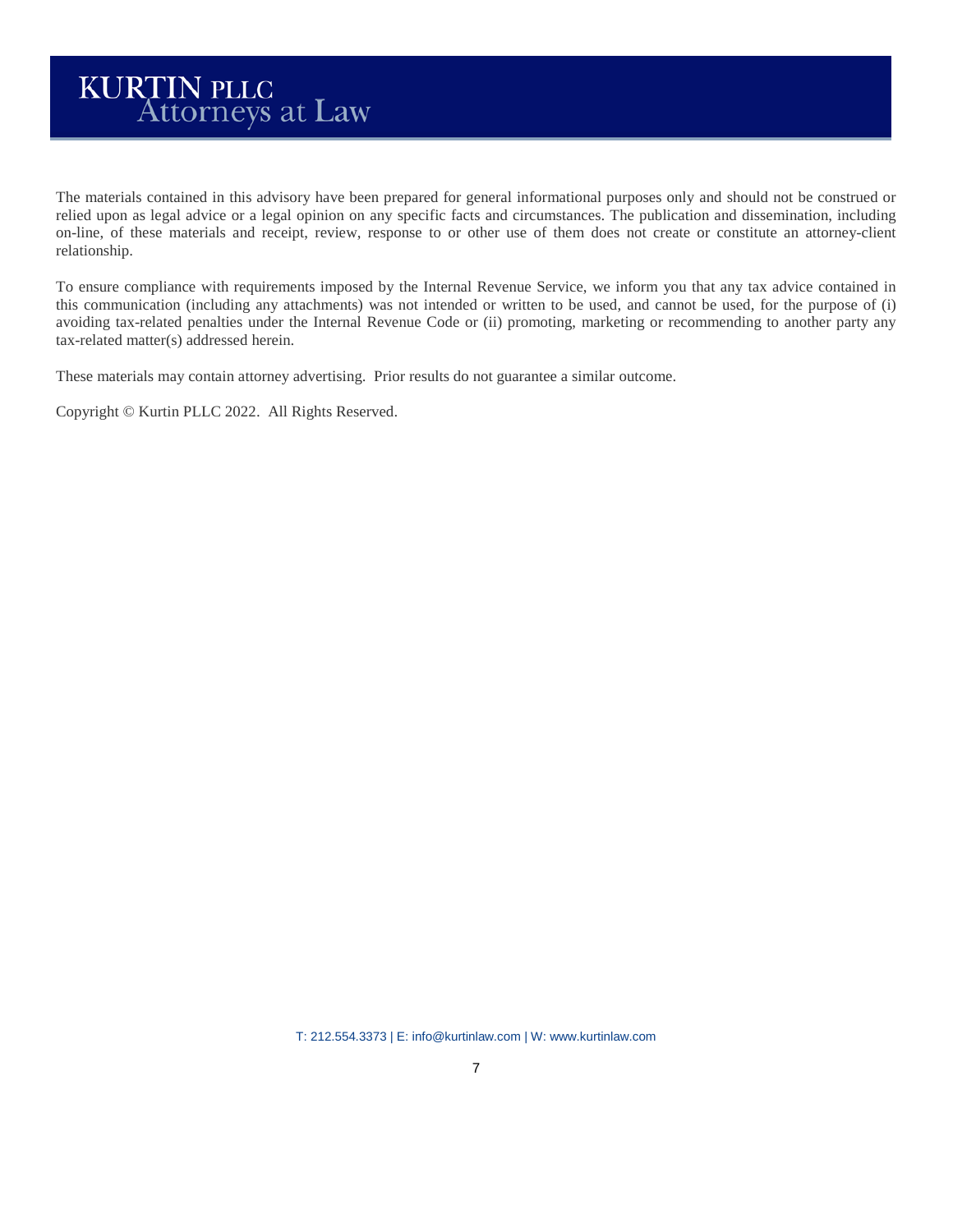The materials contained in this advisory have been prepared for general informational purposes only and should not be construed or relied upon as legal advice or a legal opinion on any specific facts and circumstances. The publication and dissemination, including on-line, of these materials and receipt, review, response to or other use of them does not create or constitute an attorney-client relationship.

To ensure compliance with requirements imposed by the Internal Revenue Service, we inform you that any tax advice contained in this communication (including any attachments) was not intended or written to be used, and cannot be used, for the purpose of (i) avoiding tax-related penalties under the Internal Revenue Code or (ii) promoting, marketing or recommending to another party any tax-related matter(s) addressed herein.

These materials may contain attorney advertising. Prior results do not guarantee a similar outcome.

Copyright © Kurtin PLLC 2022. All Rights Reserved.